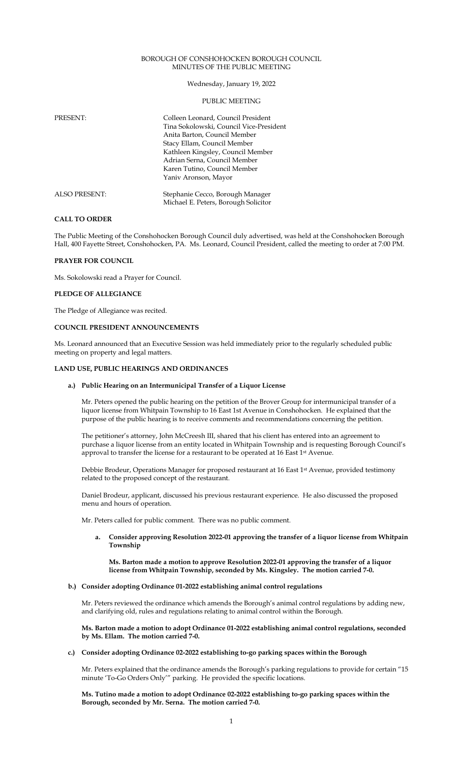BOROUGH OF CONSHOHOCKEN BOROUGH COUNCIL
MINUTES OF THE PUBLIC MEETING

Wednesday, January 19, 2022

PUBLIC MEETING

| | |
|---|---|
| PRESENT: | Colleen Leonard, Council President |
| | Tina Sokolowski, Council Vice-President |
| | Anita Barton, Council Member |
| | Stacy Ellam, Council Member |
| | Kathleen Kingsley, Council Member |
| | Adrian Serna, Council Member |
| | Karen Tutino, Council Member |
| | Yaniv Aronson, Mayor |
| ALSO PRESENT: | Stephanie Cecco, Borough Manager |
| | Michael E. Peters, Borough Solicitor |

**CALL TO ORDER**

The Public Meeting of the Conshohocken Borough Council duly advertised, was held at the Conshohocken Borough Hall, 400 Fayette Street, Conshohocken, PA. Ms. Leonard, Council President, called the meeting to order at 7:00 PM.

**PRAYER FOR COUNCIL**

Ms. Sokolowski read a Prayer for Council.

**PLEDGE OF ALLEGIANCE**

The Pledge of Allegiance was recited.

**COUNCIL PRESIDENT ANNOUNCEMENTS**

Ms. Leonard announced that an Executive Session was held immediately prior to the regularly scheduled public meeting on property and legal matters.

**LAND USE, PUBLIC HEARINGS AND ORDINANCES**

**a.) Public Hearing on an Intermunicipal Transfer of a Liquor License**

Mr. Peters opened the public hearing on the petition of the Brover Group for intermunicipal transfer of a liquor license from Whitpain Township to 16 East 1st Avenue in Conshohocken. He explained that the purpose of the public hearing is to receive comments and recommendations concerning the petition.

The petitioner's attorney, John McCreesh III, shared that his client has entered into an agreement to purchase a liquor license from an entity located in Whitpain Township and is requesting Borough Council's approval to transfer the license for a restaurant to be operated at 16 East 1st Avenue.

Debbie Brodeur, Operations Manager for proposed restaurant at 16 East 1st Avenue, provided testimony related to the proposed concept of the restaurant.

Daniel Brodeur, applicant, discussed his previous restaurant experience. He also discussed the proposed menu and hours of operation.

Mr. Peters called for public comment. There was no public comment.

**a. Consider approving Resolution 2022-01 approving the transfer of a liquor license from Whitpain Township**

**Ms. Barton made a motion to approve Resolution 2022-01 approving the transfer of a liquor license from Whitpain Township, seconded by Ms. Kingsley. The motion carried 7-0.**

**b.) Consider adopting Ordinance 01-2022 establishing animal control regulations**

Mr. Peters reviewed the ordinance which amends the Borough's animal control regulations by adding new, and clarifying old, rules and regulations relating to animal control within the Borough.

**Ms. Barton made a motion to adopt Ordinance 01-2022 establishing animal control regulations, seconded by Ms. Ellam. The motion carried 7-0.**

**c.) Consider adopting Ordinance 02-2022 establishing to-go parking spaces within the Borough**

Mr. Peters explained that the ordinance amends the Borough's parking regulations to provide for certain "15 minute 'To-Go Orders Only'" parking. He provided the specific locations.

**Ms. Tutino made a motion to adopt Ordinance 02-2022 establishing to-go parking spaces within the Borough, seconded by Mr. Serna. The motion carried 7-0.**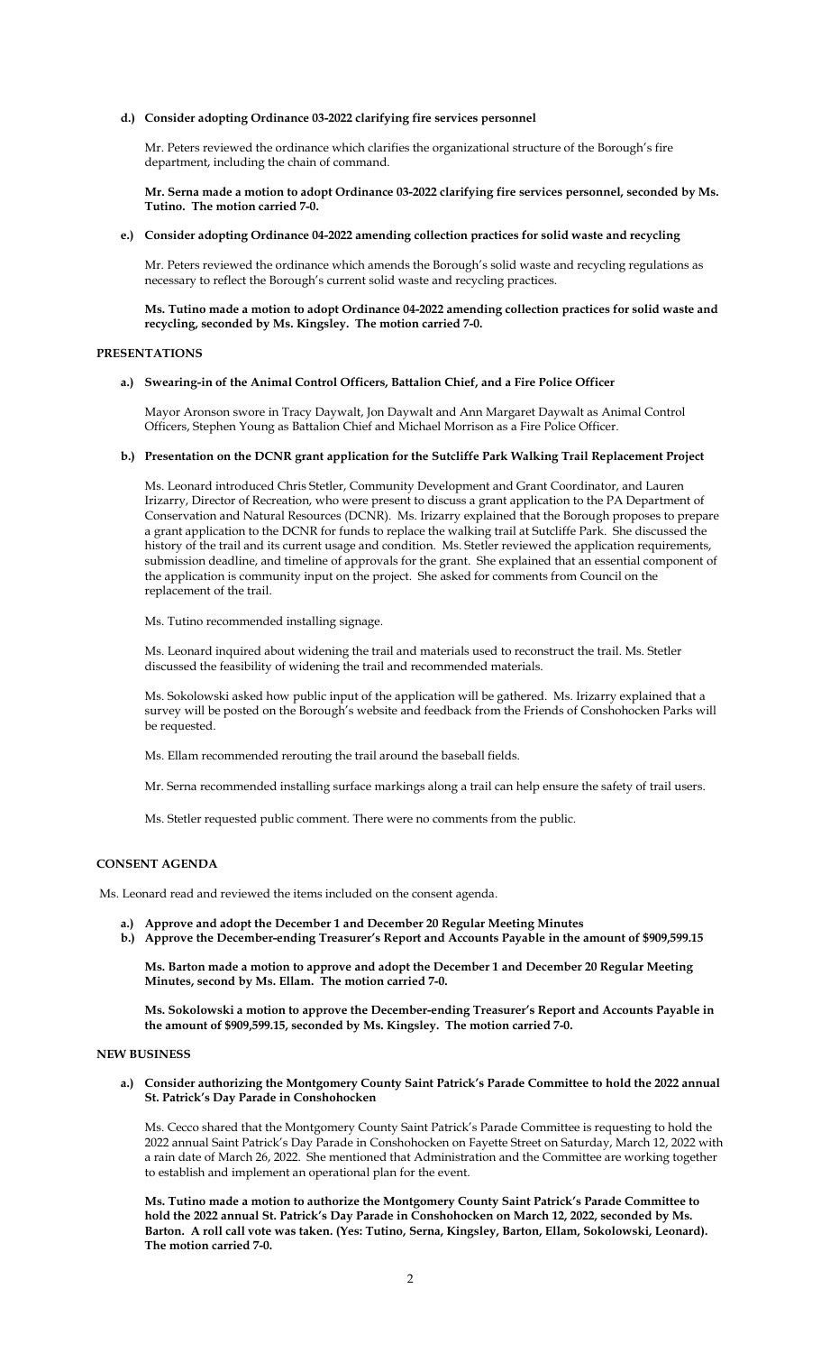**d.) Consider adopting Ordinance 03-2022 clarifying fire services personnel**

Mr. Peters reviewed the ordinance which clarifies the organizational structure of the Borough's fire department, including the chain of command.

**Mr. Serna made a motion to adopt Ordinance 03-2022 clarifying fire services personnel, seconded by Ms. Tutino. The motion carried 7-0.**

**e.) Consider adopting Ordinance 04-2022 amending collection practices for solid waste and recycling**

Mr. Peters reviewed the ordinance which amends the Borough's solid waste and recycling regulations as necessary to reflect the Borough's current solid waste and recycling practices.

**Ms. Tutino made a motion to adopt Ordinance 04-2022 amending collection practices for solid waste and recycling, seconded by Ms. Kingsley. The motion carried 7-0.**

## PRESENTATIONS

**a.) Swearing-in of the Animal Control Officers, Battalion Chief, and a Fire Police Officer**

Mayor Aronson swore in Tracy Daywalt, Jon Daywalt and Ann Margaret Daywalt as Animal Control Officers, Stephen Young as Battalion Chief and Michael Morrison as a Fire Police Officer.

**b.) Presentation on the DCNR grant application for the Sutcliffe Park Walking Trail Replacement Project**

Ms. Leonard introduced Chris Stetler, Community Development and Grant Coordinator, and Lauren Irizarry, Director of Recreation, who were present to discuss a grant application to the PA Department of Conservation and Natural Resources (DCNR). Ms. Irizarry explained that the Borough proposes to prepare a grant application to the DCNR for funds to replace the walking trail at Sutcliffe Park. She discussed the history of the trail and its current usage and condition. Ms. Stetler reviewed the application requirements, submission deadline, and timeline of approvals for the grant. She explained that an essential component of the application is community input on the project. She asked for comments from Council on the replacement of the trail.

Ms. Tutino recommended installing signage.

Ms. Leonard inquired about widening the trail and materials used to reconstruct the trail. Ms. Stetler discussed the feasibility of widening the trail and recommended materials.

Ms. Sokolowski asked how public input of the application will be gathered. Ms. Irizarry explained that a survey will be posted on the Borough's website and feedback from the Friends of Conshohocken Parks will be requested.

Ms. Ellam recommended rerouting the trail around the baseball fields.

Mr. Serna recommended installing surface markings along a trail can help ensure the safety of trail users.

Ms. Stetler requested public comment. There were no comments from the public.

## CONSENT AGENDA

Ms. Leonard read and reviewed the items included on the consent agenda.

**a.) Approve and adopt the December 1 and December 20 Regular Meeting Minutes**
**b.) Approve the December-ending Treasurer's Report and Accounts Payable in the amount of $909,599.15**

**Ms. Barton made a motion to approve and adopt the December 1 and December 20 Regular Meeting Minutes, second by Ms. Ellam. The motion carried 7-0.**

**Ms. Sokolowski a motion to approve the December-ending Treasurer's Report and Accounts Payable in the amount of $909,599.15, seconded by Ms. Kingsley. The motion carried 7-0.**

## NEW BUSINESS

**a.) Consider authorizing the Montgomery County Saint Patrick's Parade Committee to hold the 2022 annual St. Patrick's Day Parade in Conshohocken**

Ms. Cecco shared that the Montgomery County Saint Patrick's Parade Committee is requesting to hold the 2022 annual Saint Patrick's Day Parade in Conshohocken on Fayette Street on Saturday, March 12, 2022 with a rain date of March 26, 2022. She mentioned that Administration and the Committee are working together to establish and implement an operational plan for the event.

**Ms. Tutino made a motion to authorize the Montgomery County Saint Patrick's Parade Committee to hold the 2022 annual St. Patrick's Day Parade in Conshohocken on March 12, 2022, seconded by Ms. Barton. A roll call vote was taken. (Yes: Tutino, Serna, Kingsley, Barton, Ellam, Sokolowski, Leonard). The motion carried 7-0.**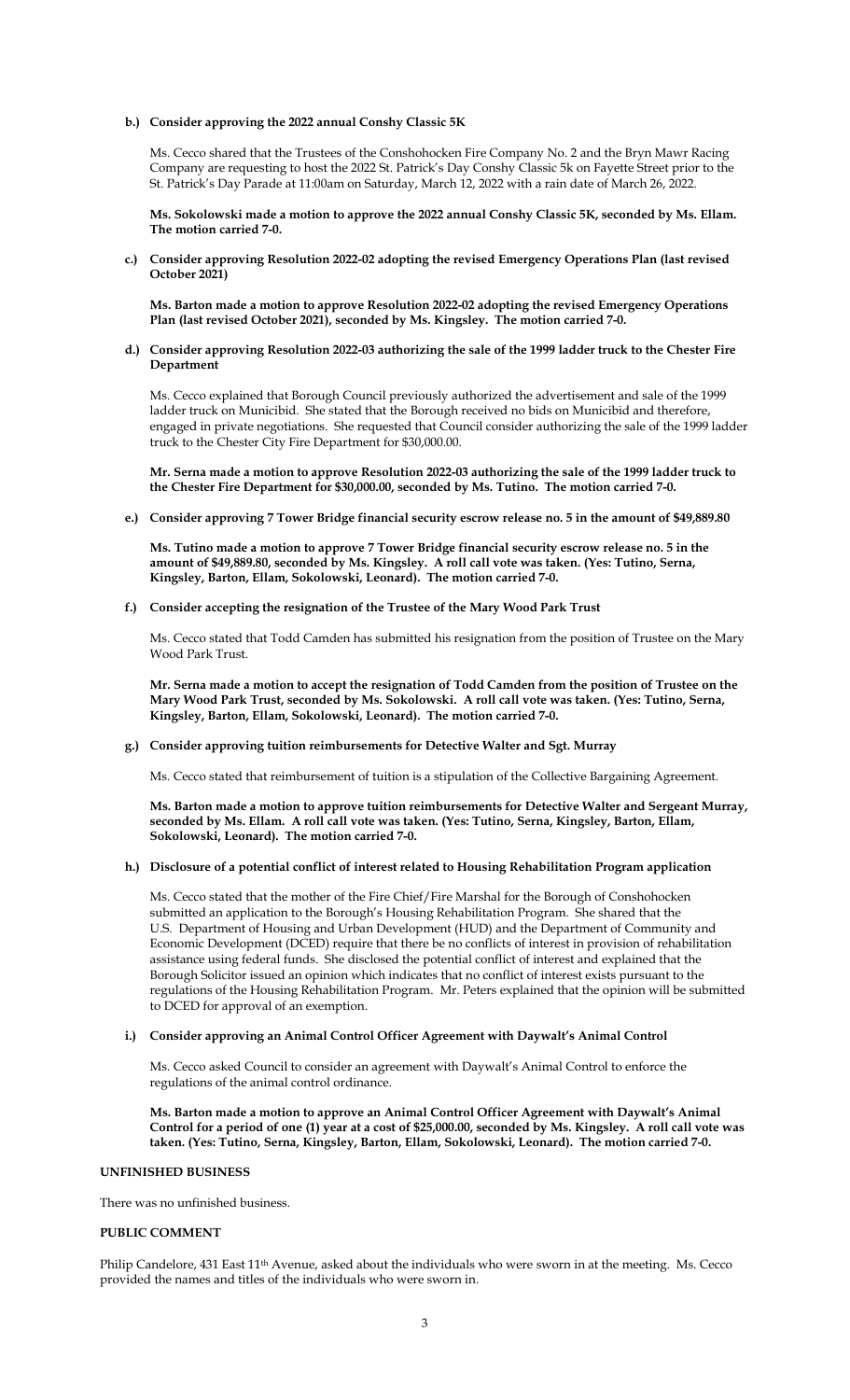**b.) Consider approving the 2022 annual Conshy Classic 5K**

Ms. Cecco shared that the Trustees of the Conshohocken Fire Company No. 2 and the Bryn Mawr Racing Company are requesting to host the 2022 St. Patrick's Day Conshy Classic 5k on Fayette Street prior to the St. Patrick's Day Parade at 11:00am on Saturday, March 12, 2022 with a rain date of March 26, 2022.

**Ms. Sokolowski made a motion to approve the 2022 annual Conshy Classic 5K, seconded by Ms. Ellam. The motion carried 7-0.**

**c.) Consider approving Resolution 2022-02 adopting the revised Emergency Operations Plan (last revised October 2021)**

**Ms. Barton made a motion to approve Resolution 2022-02 adopting the revised Emergency Operations Plan (last revised October 2021), seconded by Ms. Kingsley. The motion carried 7-0.**

**d.) Consider approving Resolution 2022-03 authorizing the sale of the 1999 ladder truck to the Chester Fire Department**

Ms. Cecco explained that Borough Council previously authorized the advertisement and sale of the 1999 ladder truck on Municibid. She stated that the Borough received no bids on Municibid and therefore, engaged in private negotiations. She requested that Council consider authorizing the sale of the 1999 ladder truck to the Chester City Fire Department for $30,000.00.

**Mr. Serna made a motion to approve Resolution 2022-03 authorizing the sale of the 1999 ladder truck to the Chester Fire Department for $30,000.00, seconded by Ms. Tutino. The motion carried 7-0.**

**e.) Consider approving 7 Tower Bridge financial security escrow release no. 5 in the amount of $49,889.80**

**Ms. Tutino made a motion to approve 7 Tower Bridge financial security escrow release no. 5 in the amount of $49,889.80, seconded by Ms. Kingsley. A roll call vote was taken. (Yes: Tutino, Serna, Kingsley, Barton, Ellam, Sokolowski, Leonard). The motion carried 7-0.**

**f.) Consider accepting the resignation of the Trustee of the Mary Wood Park Trust**

Ms. Cecco stated that Todd Camden has submitted his resignation from the position of Trustee on the Mary Wood Park Trust.

**Mr. Serna made a motion to accept the resignation of Todd Camden from the position of Trustee on the Mary Wood Park Trust, seconded by Ms. Sokolowski. A roll call vote was taken. (Yes: Tutino, Serna, Kingsley, Barton, Ellam, Sokolowski, Leonard). The motion carried 7-0.**

**g.) Consider approving tuition reimbursements for Detective Walter and Sgt. Murray**

Ms. Cecco stated that reimbursement of tuition is a stipulation of the Collective Bargaining Agreement.

**Ms. Barton made a motion to approve tuition reimbursements for Detective Walter and Sergeant Murray, seconded by Ms. Ellam. A roll call vote was taken. (Yes: Tutino, Serna, Kingsley, Barton, Ellam, Sokolowski, Leonard). The motion carried 7-0.**

**h.) Disclosure of a potential conflict of interest related to Housing Rehabilitation Program application**

Ms. Cecco stated that the mother of the Fire Chief/Fire Marshal for the Borough of Conshohocken submitted an application to the Borough's Housing Rehabilitation Program. She shared that the U.S. Department of Housing and Urban Development (HUD) and the Department of Community and Economic Development (DCED) require that there be no conflicts of interest in provision of rehabilitation assistance using federal funds. She disclosed the potential conflict of interest and explained that the Borough Solicitor issued an opinion which indicates that no conflict of interest exists pursuant to the regulations of the Housing Rehabilitation Program. Mr. Peters explained that the opinion will be submitted to DCED for approval of an exemption.

**i.) Consider approving an Animal Control Officer Agreement with Daywalt's Animal Control**

Ms. Cecco asked Council to consider an agreement with Daywalt's Animal Control to enforce the regulations of the animal control ordinance.

**Ms. Barton made a motion to approve an Animal Control Officer Agreement with Daywalt's Animal Control for a period of one (1) year at a cost of $25,000.00, seconded by Ms. Kingsley. A roll call vote was taken. (Yes: Tutino, Serna, Kingsley, Barton, Ellam, Sokolowski, Leonard). The motion carried 7-0.**

**UNFINISHED BUSINESS**

There was no unfinished business.

**PUBLIC COMMENT**

Philip Candelore, 431 East 11th Avenue, asked about the individuals who were sworn in at the meeting. Ms. Cecco provided the names and titles of the individuals who were sworn in.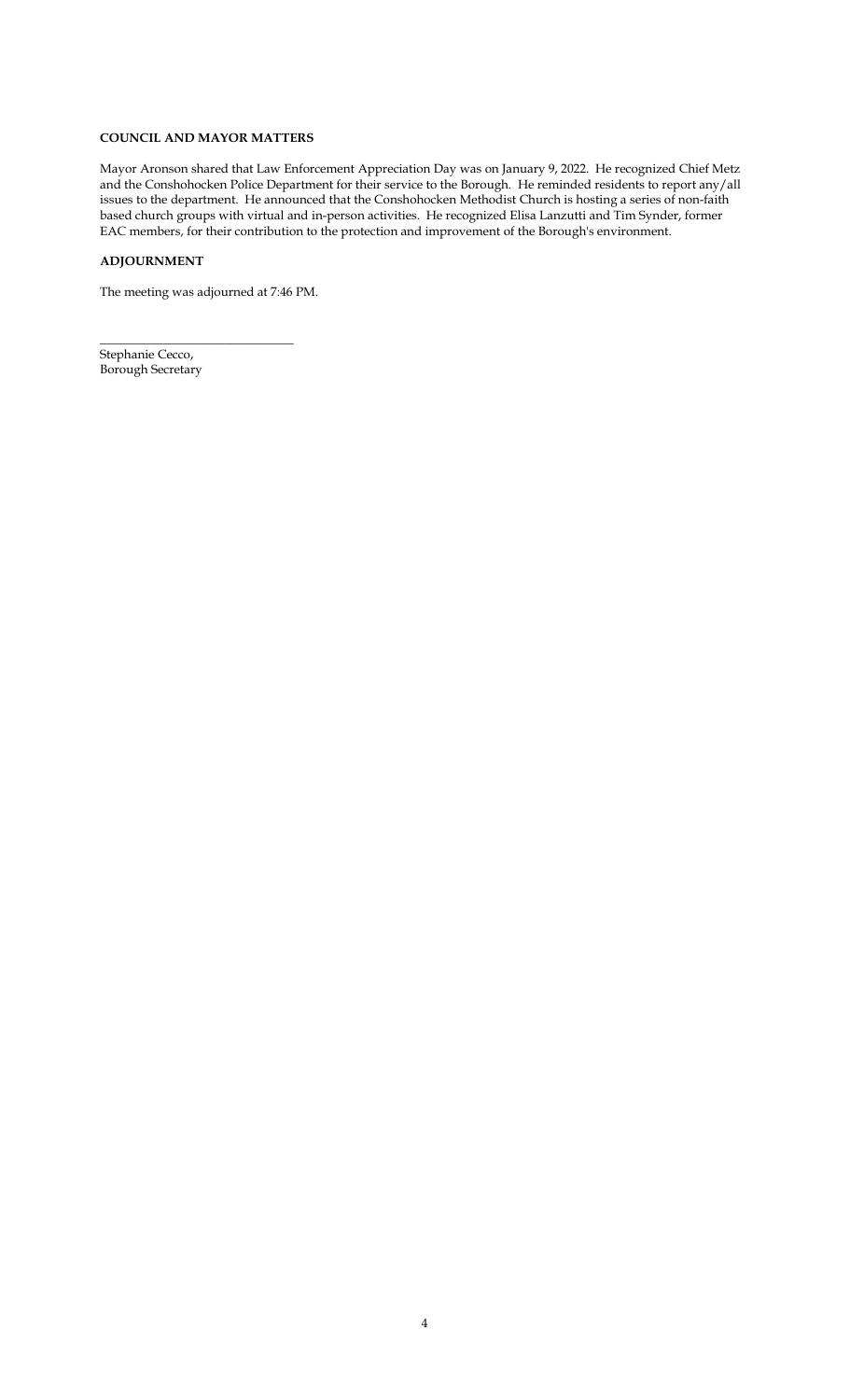**COUNCIL AND MAYOR MATTERS**

Mayor Aronson shared that Law Enforcement Appreciation Day was on January 9, 2022. He recognized Chief Metz and the Conshohocken Police Department for their service to the Borough. He reminded residents to report any/all issues to the department. He announced that the Conshohocken Methodist Church is hosting a series of non-faith based church groups with virtual and in-person activities. He recognized Elisa Lanzutti and Tim Synder, former EAC members, for their contribution to the protection and improvement of the Borough's environment.

**ADJOURNMENT**

The meeting was adjourned at 7:46 PM.

______________________________

Stephanie Cecco,
Borough Secretary